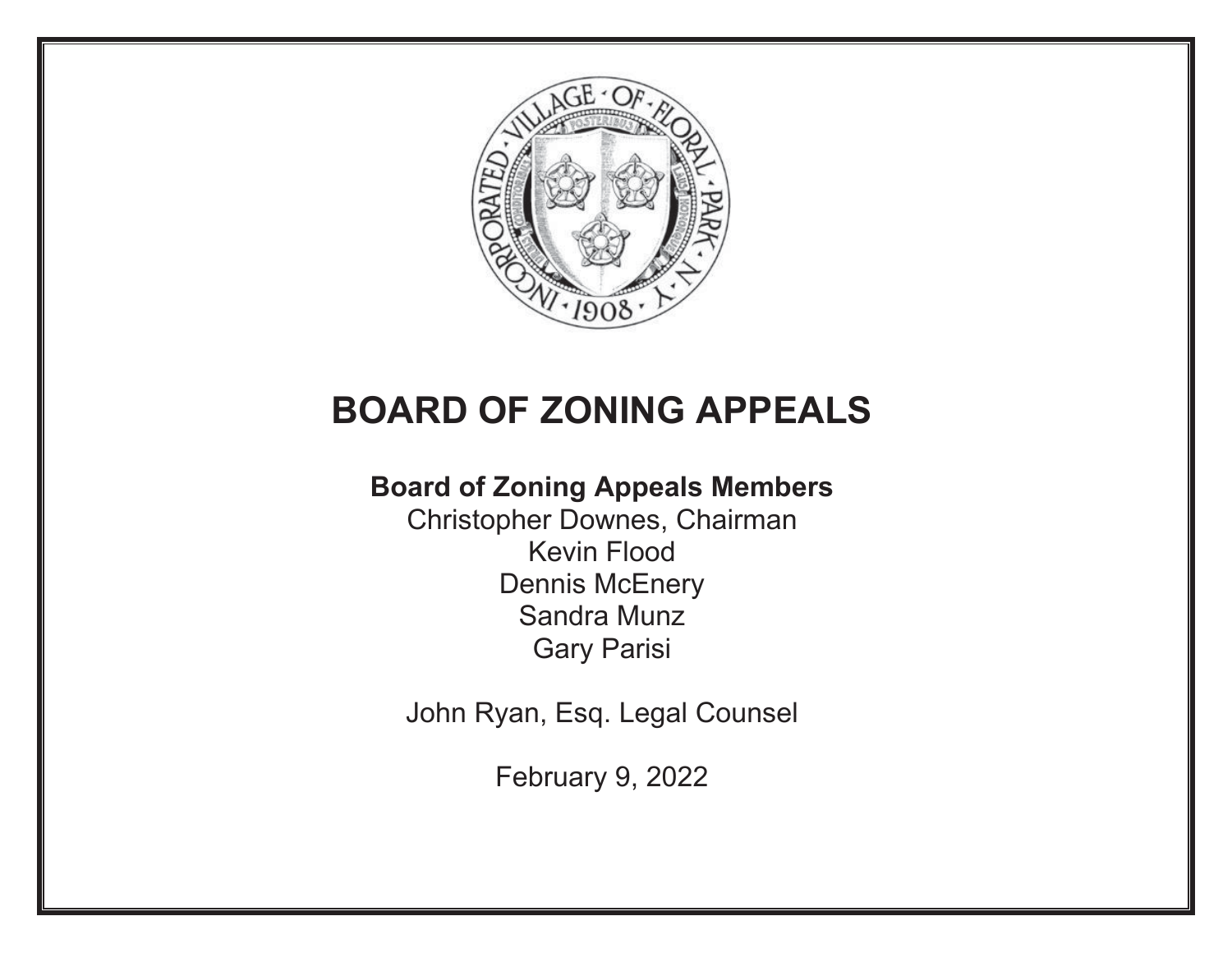# BOARD OF ZONING APPEALS

**Board of Zoning Appeals Members**

Christopher Downes, Chairman
Kevin Flood
Dennis McEnery
Sandra Munz
Gary Parisi

John Ryan, Esq. Legal Counsel

February 9, 2022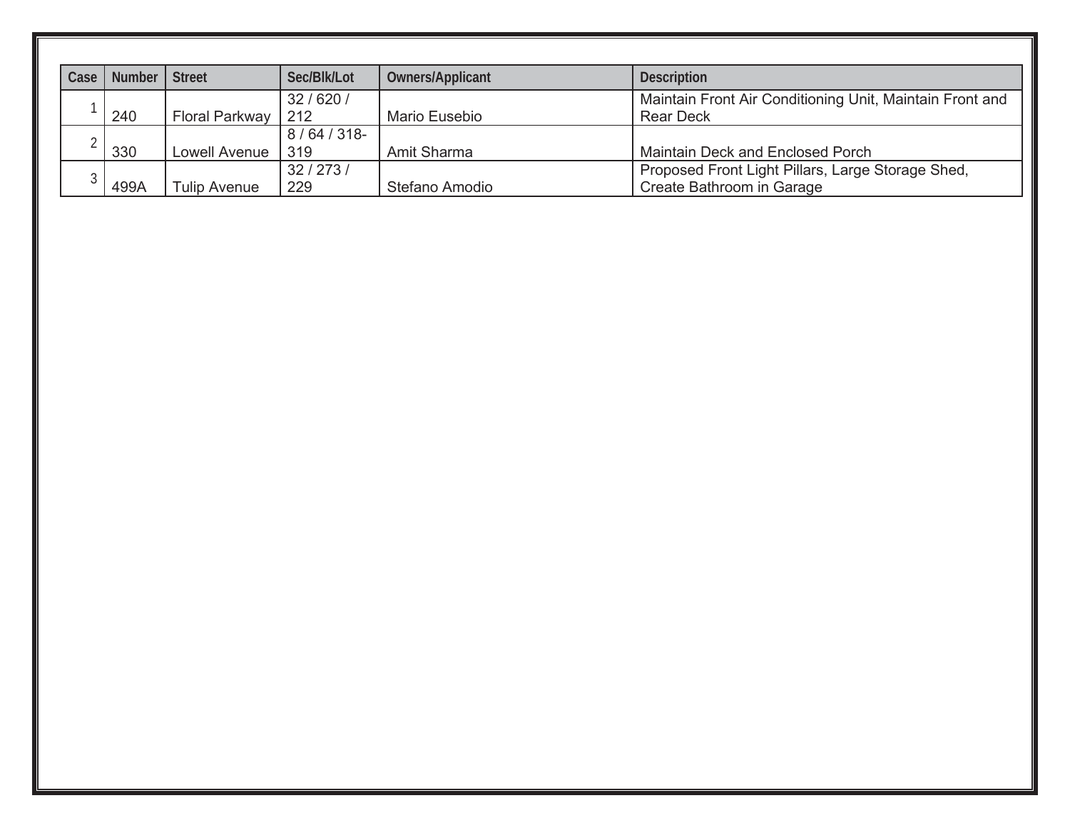| Case | Number | Street | Sec/Blk/Lot | Owners/Applicant | Description |
| --- | --- | --- | --- | --- | --- |
| 1 | 240 | Floral Parkway | 32 / 620 / 212 | Mario Eusebio | Maintain Front Air Conditioning Unit, Maintain Front and Rear Deck |
| 2 | 330 | Lowell Avenue | 8 / 64 / 318-319 | Amit Sharma | Maintain Deck and Enclosed Porch |
| 3 | 499A | Tulip Avenue | 32 / 273 / 229 | Stefano Amodio | Proposed Front Light Pillars, Large Storage Shed, Create Bathroom in Garage |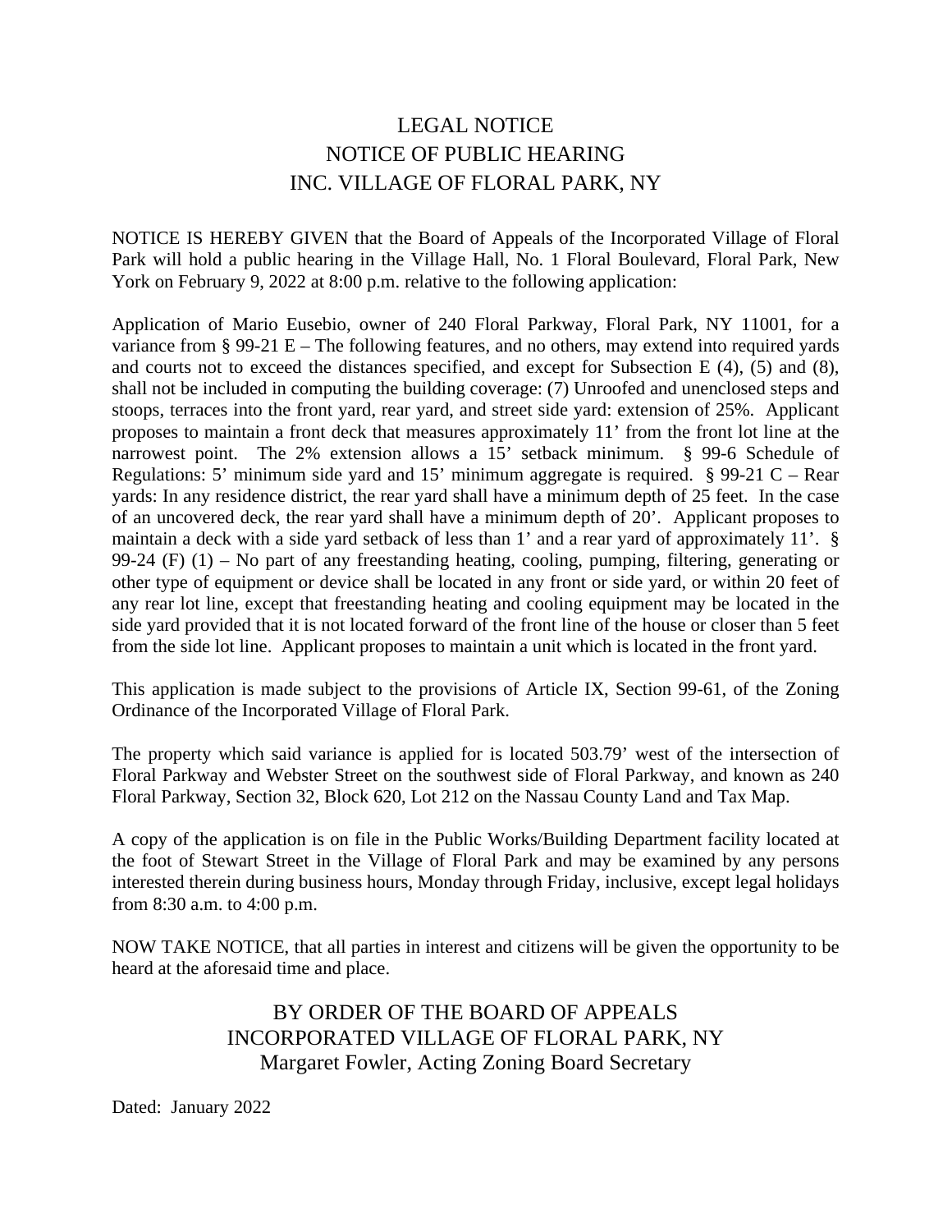# LEGAL NOTICE
# NOTICE OF PUBLIC HEARING
# INC. VILLAGE OF FLORAL PARK, NY

NOTICE IS HEREBY GIVEN that the Board of Appeals of the Incorporated Village of Floral Park will hold a public hearing in the Village Hall, No. 1 Floral Boulevard, Floral Park, New York on February 9, 2022 at 8:00 p.m. relative to the following application:

Application of Mario Eusebio, owner of 240 Floral Parkway, Floral Park, NY 11001, for a variance from § 99-21 E – The following features, and no others, may extend into required yards and courts not to exceed the distances specified, and except for Subsection E (4), (5) and (8), shall not be included in computing the building coverage: (7) Unroofed and unenclosed steps and stoops, terraces into the front yard, rear yard, and street side yard: extension of 25%. Applicant proposes to maintain a front deck that measures approximately 11' from the front lot line at the narrowest point. The 2% extension allows a 15' setback minimum. § 99-6 Schedule of Regulations: 5' minimum side yard and 15' minimum aggregate is required. § 99-21 C – Rear yards: In any residence district, the rear yard shall have a minimum depth of 25 feet. In the case of an uncovered deck, the rear yard shall have a minimum depth of 20'. Applicant proposes to maintain a deck with a side yard setback of less than 1' and a rear yard of approximately 11'. § 99-24 (F) (1) – No part of any freestanding heating, cooling, pumping, filtering, generating or other type of equipment or device shall be located in any front or side yard, or within 20 feet of any rear lot line, except that freestanding heating and cooling equipment may be located in the side yard provided that it is not located forward of the front line of the house or closer than 5 feet from the side lot line. Applicant proposes to maintain a unit which is located in the front yard.

This application is made subject to the provisions of Article IX, Section 99-61, of the Zoning Ordinance of the Incorporated Village of Floral Park.

The property which said variance is applied for is located 503.79' west of the intersection of Floral Parkway and Webster Street on the southwest side of Floral Parkway, and known as 240 Floral Parkway, Section 32, Block 620, Lot 212 on the Nassau County Land and Tax Map.

A copy of the application is on file in the Public Works/Building Department facility located at the foot of Stewart Street in the Village of Floral Park and may be examined by any persons interested therein during business hours, Monday through Friday, inclusive, except legal holidays from 8:30 a.m. to 4:00 p.m.

NOW TAKE NOTICE, that all parties in interest and citizens will be given the opportunity to be heard at the aforesaid time and place.

BY ORDER OF THE BOARD OF APPEALS
INCORPORATED VILLAGE OF FLORAL PARK, NY
Margaret Fowler, Acting Zoning Board Secretary

Dated: January 2022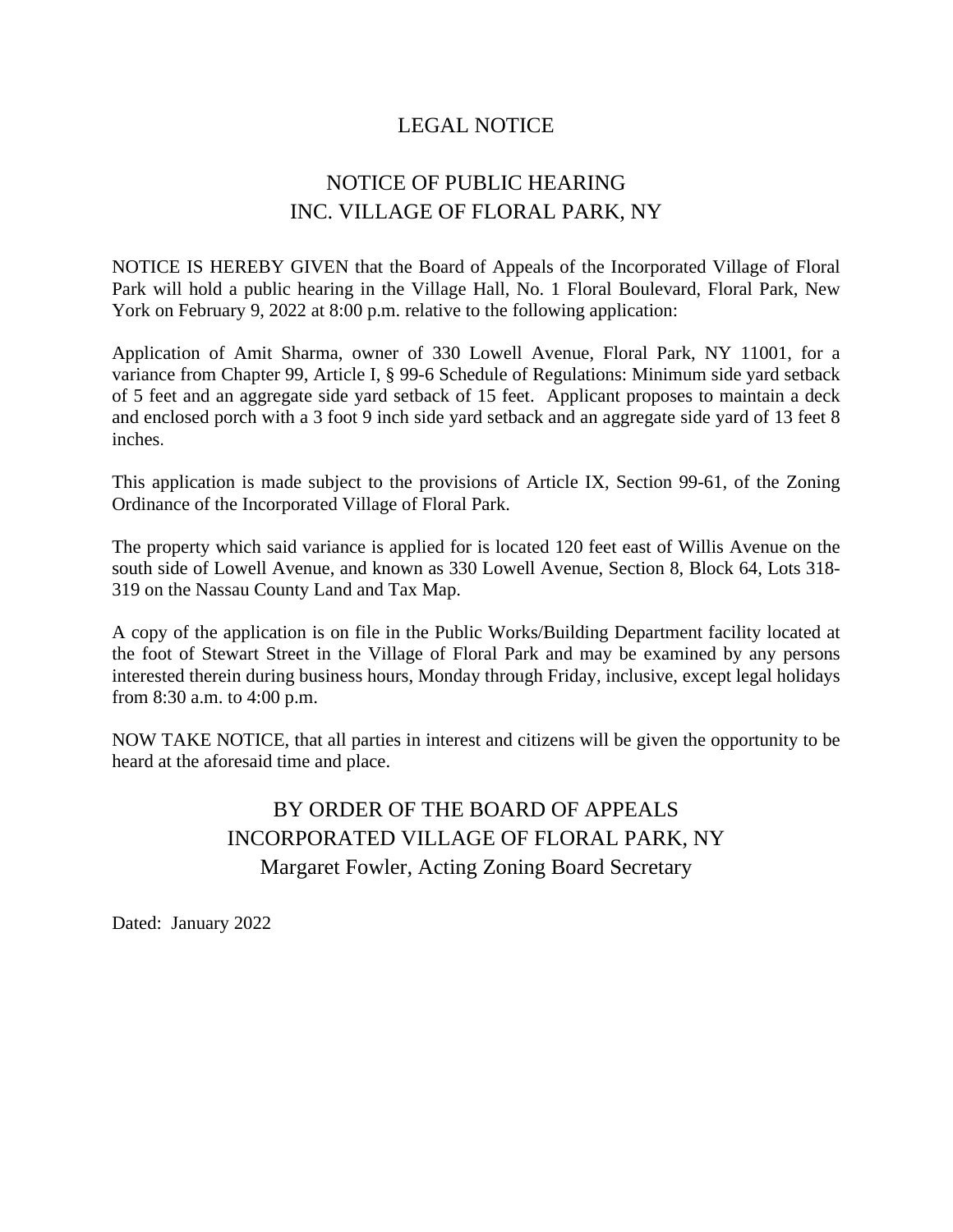# LEGAL NOTICE

## NOTICE OF PUBLIC HEARING
## INC. VILLAGE OF FLORAL PARK, NY

NOTICE IS HEREBY GIVEN that the Board of Appeals of the Incorporated Village of Floral Park will hold a public hearing in the Village Hall, No. 1 Floral Boulevard, Floral Park, New York on February 9, 2022 at 8:00 p.m. relative to the following application:

Application of Amit Sharma, owner of 330 Lowell Avenue, Floral Park, NY 11001, for a variance from Chapter 99, Article I, § 99-6 Schedule of Regulations: Minimum side yard setback of 5 feet and an aggregate side yard setback of 15 feet. Applicant proposes to maintain a deck and enclosed porch with a 3 foot 9 inch side yard setback and an aggregate side yard of 13 feet 8 inches.

This application is made subject to the provisions of Article IX, Section 99-61, of the Zoning Ordinance of the Incorporated Village of Floral Park.

The property which said variance is applied for is located 120 feet east of Willis Avenue on the south side of Lowell Avenue, and known as 330 Lowell Avenue, Section 8, Block 64, Lots 318-319 on the Nassau County Land and Tax Map.

A copy of the application is on file in the Public Works/Building Department facility located at the foot of Stewart Street in the Village of Floral Park and may be examined by any persons interested therein during business hours, Monday through Friday, inclusive, except legal holidays from 8:30 a.m. to 4:00 p.m.

NOW TAKE NOTICE, that all parties in interest and citizens will be given the opportunity to be heard at the aforesaid time and place.

BY ORDER OF THE BOARD OF APPEALS
INCORPORATED VILLAGE OF FLORAL PARK, NY
Margaret Fowler, Acting Zoning Board Secretary

Dated: January 2022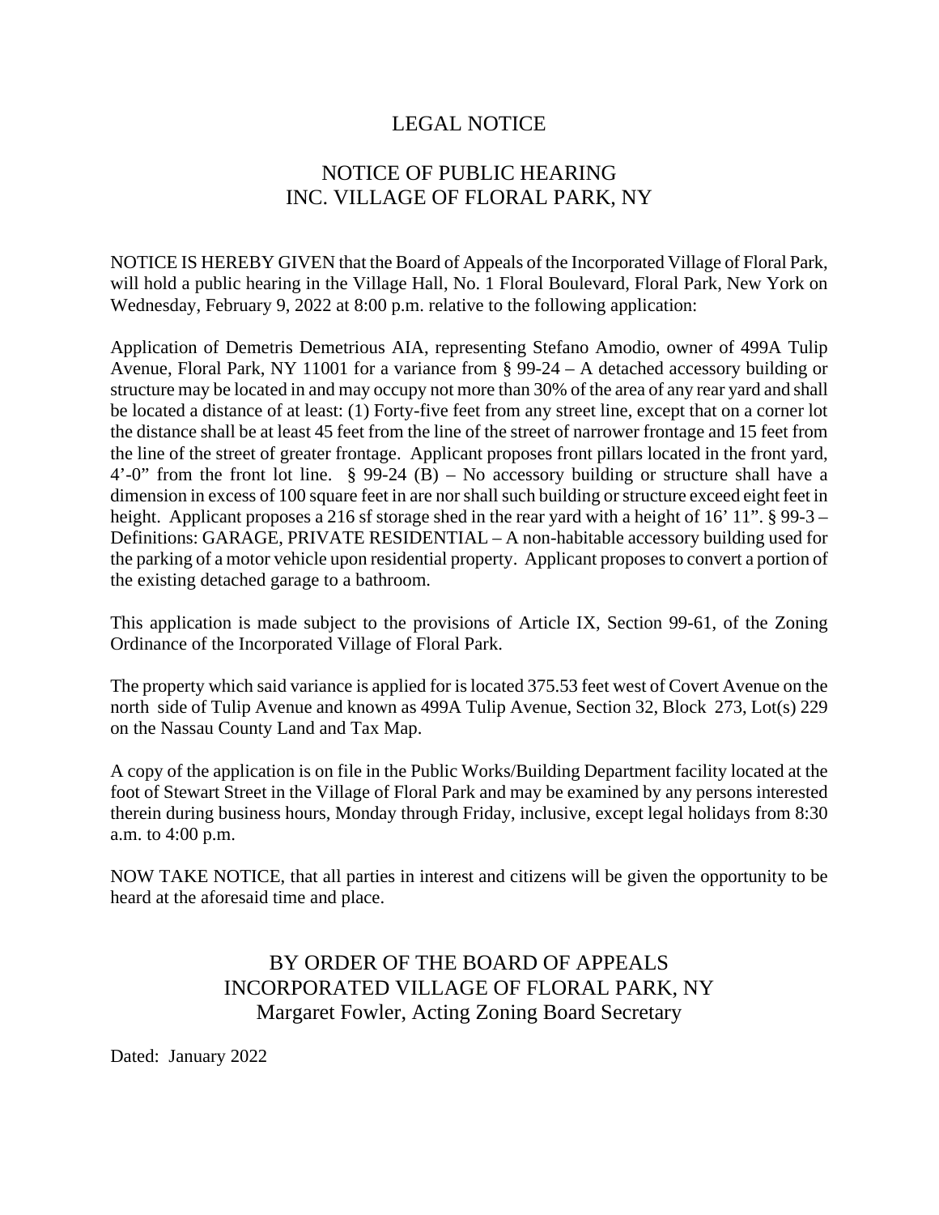# LEGAL NOTICE

## NOTICE OF PUBLIC HEARING
## INC. VILLAGE OF FLORAL PARK, NY

NOTICE IS HEREBY GIVEN that the Board of Appeals of the Incorporated Village of Floral Park, will hold a public hearing in the Village Hall, No. 1 Floral Boulevard, Floral Park, New York on Wednesday, February 9, 2022 at 8:00 p.m. relative to the following application:

Application of Demetris Demetrious AIA, representing Stefano Amodio, owner of 499A Tulip Avenue, Floral Park, NY 11001 for a variance from § 99-24 – A detached accessory building or structure may be located in and may occupy not more than 30% of the area of any rear yard and shall be located a distance of at least: (1) Forty-five feet from any street line, except that on a corner lot the distance shall be at least 45 feet from the line of the street of narrower frontage and 15 feet from the line of the street of greater frontage. Applicant proposes front pillars located in the front yard, 4'-0" from the front lot line. § 99-24 (B) – No accessory building or structure shall have a dimension in excess of 100 square feet in are nor shall such building or structure exceed eight feet in height. Applicant proposes a 216 sf storage shed in the rear yard with a height of 16' 11". § 99-3 – Definitions: GARAGE, PRIVATE RESIDENTIAL – A non-habitable accessory building used for the parking of a motor vehicle upon residential property. Applicant proposes to convert a portion of the existing detached garage to a bathroom.

This application is made subject to the provisions of Article IX, Section 99-61, of the Zoning Ordinance of the Incorporated Village of Floral Park.

The property which said variance is applied for is located 375.53 feet west of Covert Avenue on the north side of Tulip Avenue and known as 499A Tulip Avenue, Section 32, Block 273, Lot(s) 229 on the Nassau County Land and Tax Map.

A copy of the application is on file in the Public Works/Building Department facility located at the foot of Stewart Street in the Village of Floral Park and may be examined by any persons interested therein during business hours, Monday through Friday, inclusive, except legal holidays from 8:30 a.m. to 4:00 p.m.

NOW TAKE NOTICE, that all parties in interest and citizens will be given the opportunity to be heard at the aforesaid time and place.

BY ORDER OF THE BOARD OF APPEALS
INCORPORATED VILLAGE OF FLORAL PARK, NY
Margaret Fowler, Acting Zoning Board Secretary

Dated: January 2022